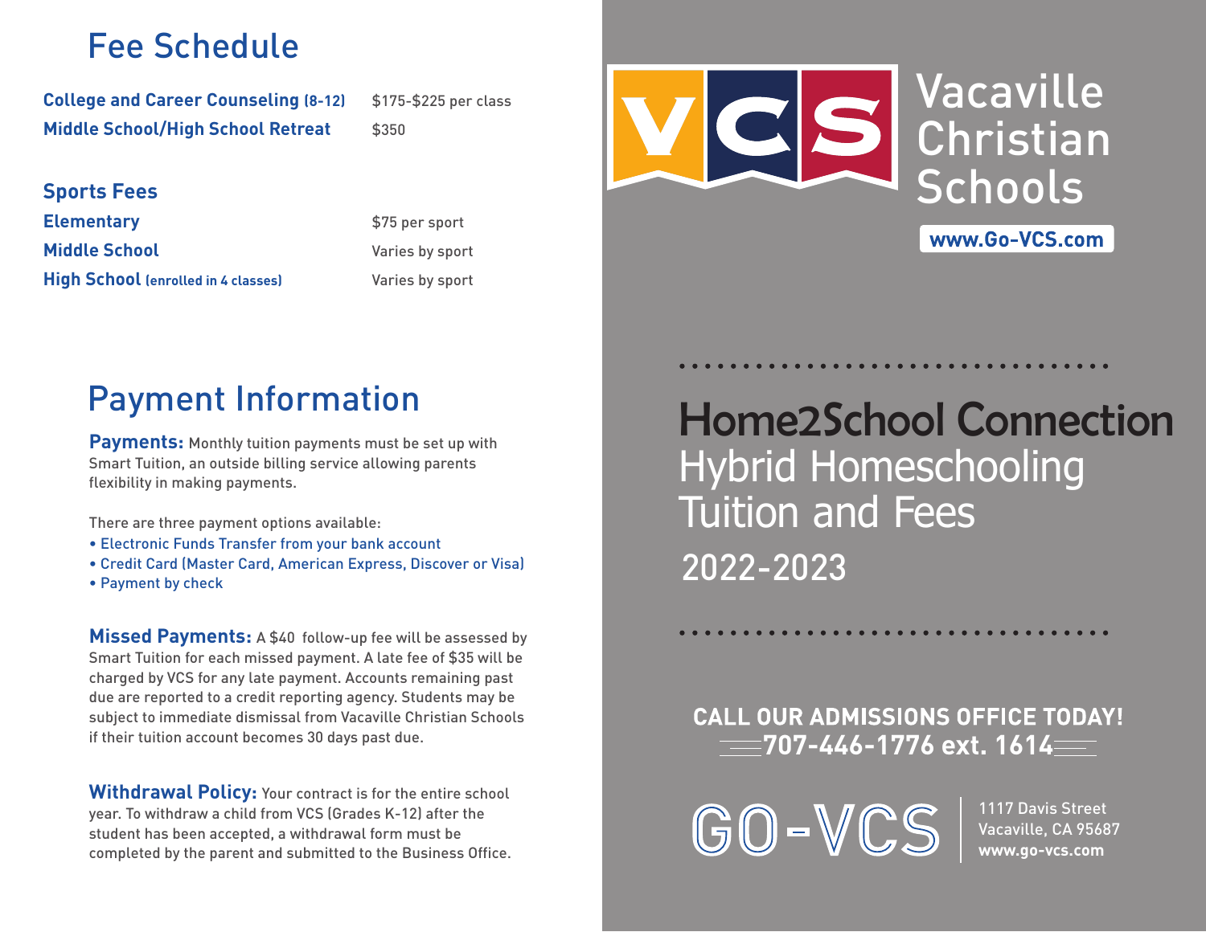# Fee Schedule

| | |
|---|---|
| **College and Career Counseling (8-12)** | $175-$225 per class |
| **Middle School/High School Retreat** | $350 |

## Sports Fees

| | |
|---|---|
| **Elementary** | $75 per sport |
| **Middle School** | Varies by sport |
| **High School (enrolled in 4 classes)** | Varies by sport |

# Payment Information

**Payments:** Monthly tuition payments must be set up with Smart Tuition, an outside billing service allowing parents flexibility in making payments.

There are three payment options available:

- Electronic Funds Transfer from your bank account
- Credit Card (Master Card, American Express, Discover or Visa)
- Payment by check

**Missed Payments:** A $40 follow-up fee will be assessed by Smart Tuition for each missed payment. A late fee of $35 will be charged by VCS for any late payment. Accounts remaining past due are reported to a credit reporting agency. Students may be subject to immediate dismissal from Vacaville Christian Schools if their tuition account becomes 30 days past due.

**Withdrawal Policy:** Your contract is for the entire school year. To withdraw a child from VCS (Grades K-12) after the student has been accepted, a withdrawal form must be completed by the parent and submitted to the Business Office.

VCS Vacaville Christian Schools

www.Go-VCS.com

# Home2School Connection

## Hybrid Homeschooling Tuition and Fees

## 2022-2023

**CALL OUR ADMISSIONS OFFICE TODAY!**

**707-446-1776 ext. 1614**

GO-VCS

1117 Davis Street
Vacaville, CA 95687
**www.go-vcs.com**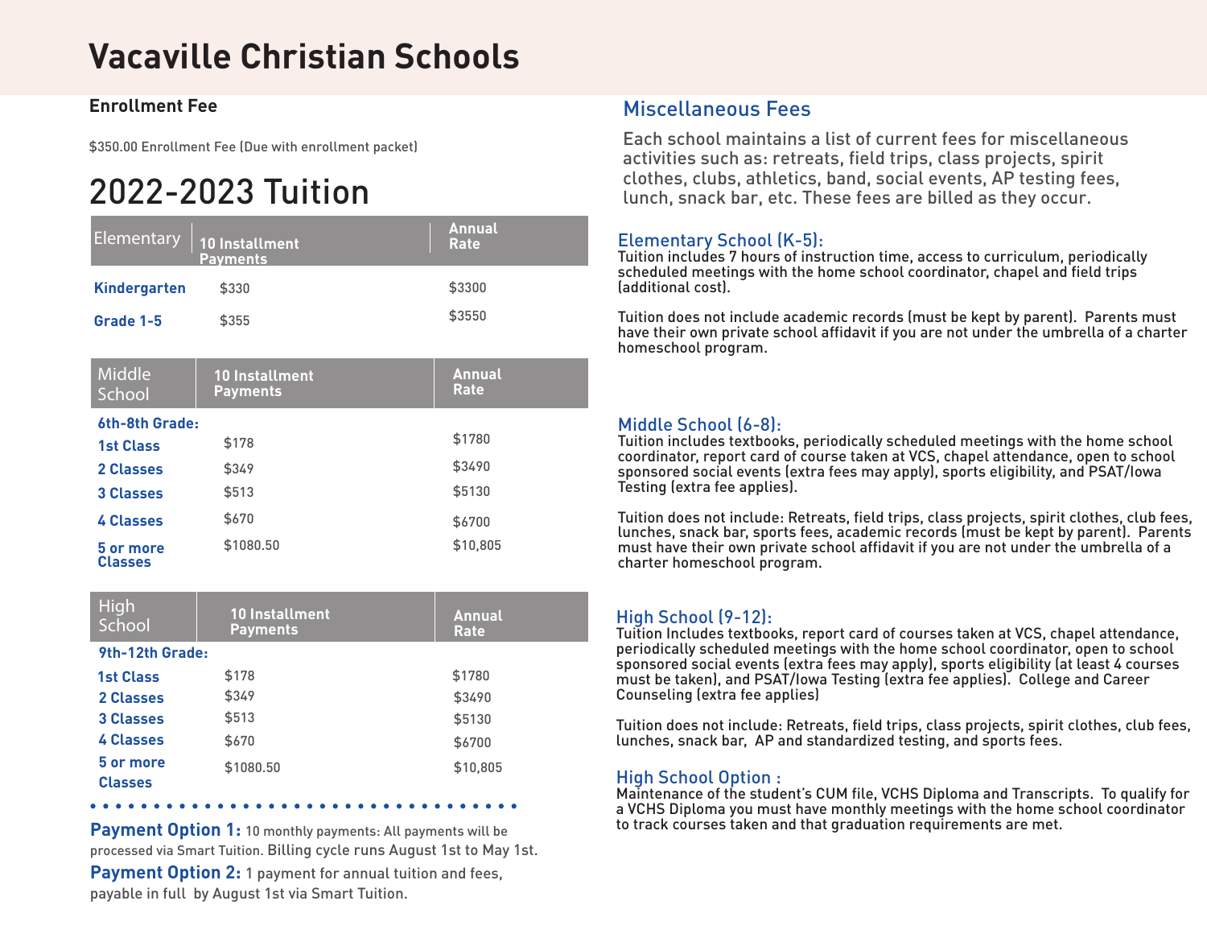# Vacaville Christian Schools

**Enrollment Fee**

$350.00 Enrollment Fee (Due with enrollment packet)

## 2022-2023 Tuition

| Elementary | 10 Installment Payments | Annual Rate |
|---|---|---|
| **Kindergarten** | $330 | $3300 |
| **Grade 1-5** | $355 | $3550 |

| Middle School | 10 Installment Payments | Annual Rate |
|---|---|---|
| **6th-8th Grade:** | | |
| **1st Class** | $178 | $1780 |
| **2 Classes** | $349 | $3490 |
| **3 Classes** | $513 | $5130 |
| **4 Classes** | $670 | $6700 |
| **5 or more Classes** | $1080.50 | $10,805 |

| High School | 10 Installment Payments | Annual Rate |
|---|---|---|
| **9th-12th Grade:** | | |
| **1st Class** | $178 | $1780 |
| **2 Classes** | $349 | $3490 |
| **3 Classes** | $513 | $5130 |
| **4 Classes** | $670 | $6700 |
| **5 or more Classes** | $1080.50 | $10,805 |

**Payment Option 1:** 10 monthly payments: All payments will be processed via Smart Tuition. Billing cycle runs August 1st to May 1st.

**Payment Option 2:** 1 payment for annual tuition and fees, payable in full by August 1st via Smart Tuition.

## Miscellaneous Fees

Each school maintains a list of current fees for miscellaneous activities such as: retreats, field trips, class projects, spirit clothes, clubs, athletics, band, social events, AP testing fees, lunch, snack bar, etc. These fees are billed as they occur.

### Elementary School (K-5):

Tuition includes 7 hours of instruction time, access to curriculum, periodically scheduled meetings with the home school coordinator, chapel and field trips (additional cost).

Tuition does not include academic records (must be kept by parent). Parents must have their own private school affidavit if you are not under the umbrella of a charter homeschool program.

### Middle School (6-8):

Tuition includes textbooks, periodically scheduled meetings with the home school coordinator, report card of course taken at VCS, chapel attendance, open to school sponsored social events (extra fees may apply), sports eligibility, and PSAT/Iowa Testing (extra fee applies).

Tuition does not include: Retreats, field trips, class projects, spirit clothes, club fees, lunches, snack bar, sports fees, academic records (must be kept by parent). Parents must have their own private school affidavit if you are not under the umbrella of a charter homeschool program.

### High School (9-12):

Tuition Includes textbooks, report card of courses taken at VCS, chapel attendance, periodically scheduled meetings with the home school coordinator, open to school sponsored social events (extra fees may apply), sports eligibility (at least 4 courses must be taken), and PSAT/Iowa Testing (extra fee applies). College and Career Counseling (extra fee applies)

Tuition does not include: Retreats, field trips, class projects, spirit clothes, club fees, lunches, snack bar, AP and standardized testing, and sports fees.

### High School Option :

Maintenance of the student's CUM file, VCHS Diploma and Transcripts. To qualify for a VCHS Diploma you must have monthly meetings with the home school coordinator to track courses taken and that graduation requirements are met.